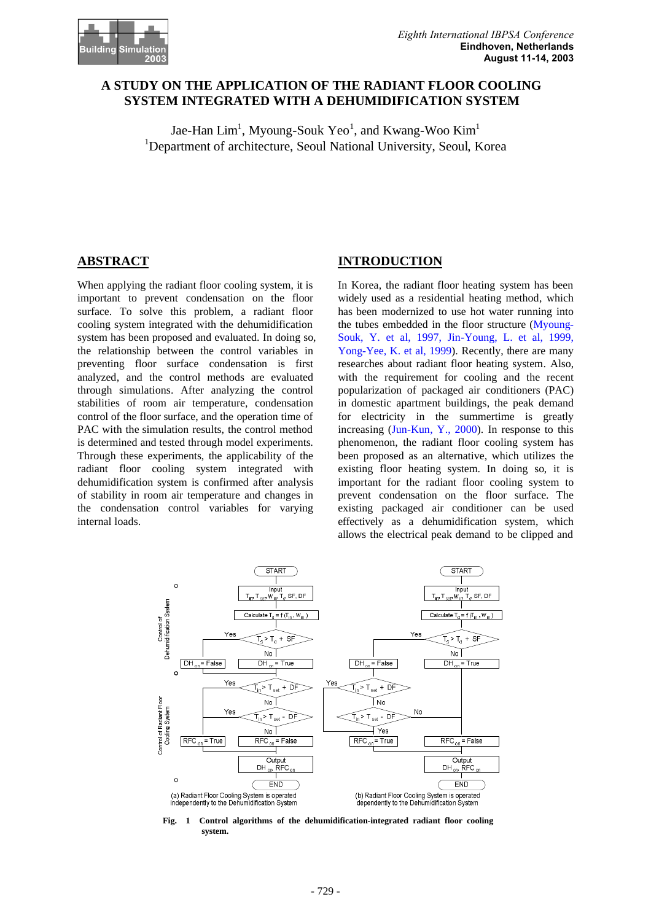# A STUDY ON THE APPLICATION OF THE RADIANT FLOOR COOLING SYSTEM INTEGRATED WITH A DEHUMIDIFICATION SYSTEM

Jae-Han Lim[1], Myoung-Souk Yeo[1], and Kwang-Woo Kim[1]

[1]Department of architecture, Seoul National University, Seoul, Korea

## ABSTRACT

When applying the radiant floor cooling system, it is important to prevent condensation on the floor surface. To solve this problem, a radiant floor cooling system integrated with the dehumidification system has been proposed and evaluated. In doing so, the relationship between the control variables in preventing floor surface condensation is first analyzed, and the control methods are evaluated through simulations. After analyzing the control stabilities of room air temperature, condensation control of the floor surface, and the operation time of PAC with the simulation results, the control method is determined and tested through model experiments. Through these experiments, the applicability of the radiant floor cooling system integrated with dehumidification system is confirmed after analysis of stability in room air temperature and changes in the condensation control variables for varying internal loads.

## INTRODUCTION

In Korea, the radiant floor heating system has been widely used as a residential heating method, which has been modernized to use hot water running into the tubes embedded in the floor structure (Myoung-Souk, Y. et al, 1997, Jin-Young, L. et al, 1999, Yong-Yee, K. et al, 1999). Recently, there are many researches about radiant floor heating system. Also, with the requirement for cooling and the recent popularization of packaged air conditioners (PAC) in domestic apartment buildings, the peak demand for electricity in the summertime is greatly increasing (Jun-Kun, Y., 2000). In response to this phenomenon, the radiant floor cooling system has been proposed as an alternative, which utilizes the existing floor heating system. In doing so, it is important for the radiant floor cooling system to prevent condensation on the floor surface. The existing packaged air conditioner can be used effectively as a dehumidification system, which allows the electrical peak demand to be clipped and

**Fig. 1 Control algorithms of the dehumidification-integrated radiant floor cooling system.**

(a) Radiant Floor Cooling System is operated independently to the Dehumidification System

(b) Radiant Floor Cooling System is operated dependently to the Dehumidification System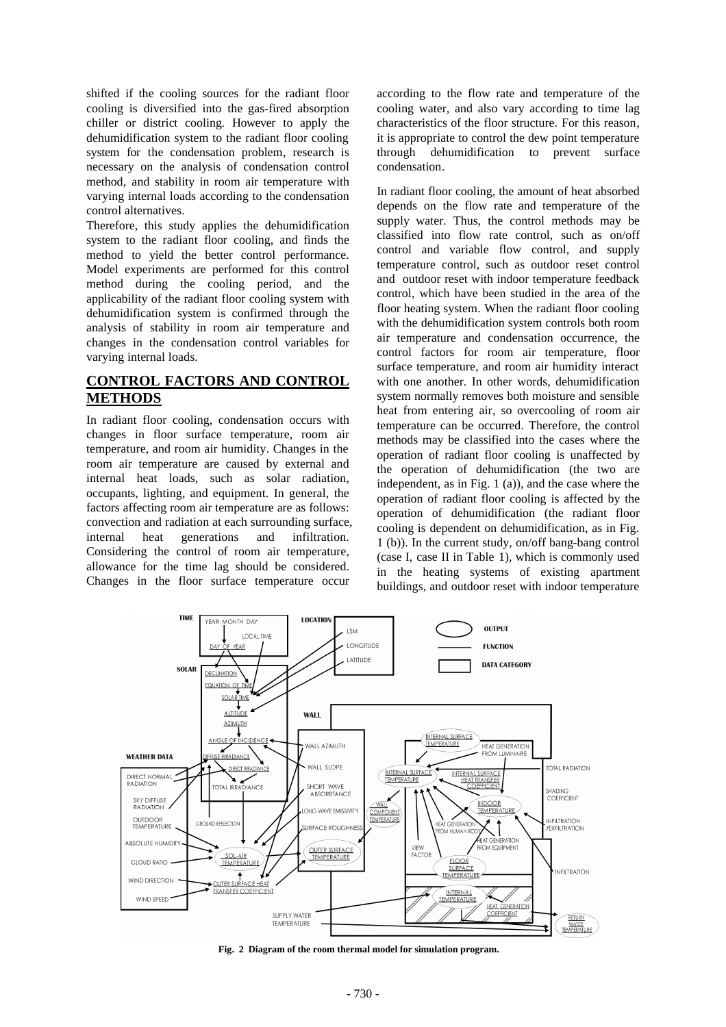shifted if the cooling sources for the radiant floor cooling is diversified into the gas-fired absorption chiller or district cooling. However to apply the dehumidification system to the radiant floor cooling system for the condensation problem, research is necessary on the analysis of condensation control method, and stability in room air temperature with varying internal loads according to the condensation control alternatives.

Therefore, this study applies the dehumidification system to the radiant floor cooling, and finds the method to yield the better control performance. Model experiments are performed for this control method during the cooling period, and the applicability of the radiant floor cooling system with dehumidification system is confirmed through the analysis of stability in room air temperature and changes in the condensation control variables for varying internal loads.

## CONTROL FACTORS AND CONTROL METHODS

In radiant floor cooling, condensation occurs with changes in floor surface temperature, room air temperature, and room air humidity. Changes in the room air temperature are caused by external and internal heat loads, such as solar radiation, occupants, lighting, and equipment. In general, the factors affecting room air temperature are as follows: convection and radiation at each surrounding surface, internal heat generations and infiltration. Considering the control of room air temperature, allowance for the time lag should be considered. Changes in the floor surface temperature occur according to the flow rate and temperature of the cooling water, and also vary according to time lag characteristics of the floor structure. For this reason, it is appropriate to control the dew point temperature through dehumidification to prevent surface condensation.

In radiant floor cooling, the amount of heat absorbed depends on the flow rate and temperature of the supply water. Thus, the control methods may be classified into flow rate control, such as on/off control and variable flow control, and supply temperature control, such as outdoor reset control and outdoor reset with indoor temperature feedback control, which have been studied in the area of the floor heating system. When the radiant floor cooling with the dehumidification system controls both room air temperature and condensation occurrence, the control factors for room air temperature, floor surface temperature, and room air humidity interact with one another. In other words, dehumidification system normally removes both moisture and sensible heat from entering air, so overcooling of room air temperature can be occurred. Therefore, the control methods may be classified into the cases where the operation of radiant floor cooling is unaffected by the operation of dehumidification (the two are independent, as in Fig. 1 (a)), and the case where the operation of radiant floor cooling is affected by the operation of dehumidification (the radiant floor cooling is dependent on dehumidification, as in Fig. 1 (b)). In the current study, on/off bang-bang control (case I, case II in Table 1), which is commonly used in the heating systems of existing apartment buildings, and outdoor reset with indoor temperature

**Fig. 2 Diagram of the room thermal model for simulation program.**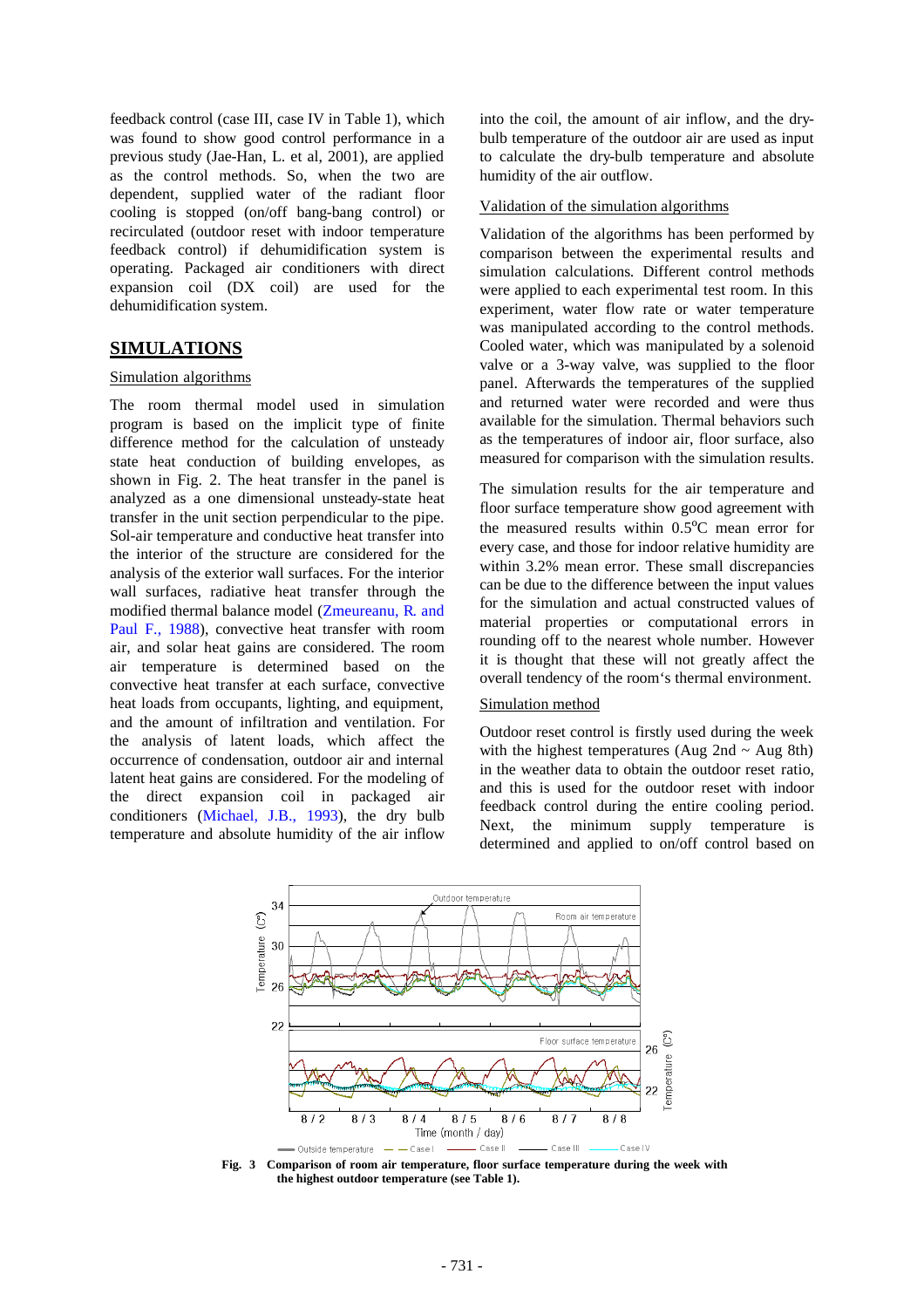feedback control (case III, case IV in Table 1), which was found to show good control performance in a previous study (Jae-Han, L. et al, 2001), are applied as the control methods. So, when the two are dependent, supplied water of the radiant floor cooling is stopped (on/off bang-bang control) or recirculated (outdoor reset with indoor temperature feedback control) if dehumidification system is operating. Packaged air conditioners with direct expansion coil (DX coil) are used for the dehumidification system.

## SIMULATIONS

### Simulation algorithms

The room thermal model used in simulation program is based on the implicit type of finite difference method for the calculation of unsteady state heat conduction of building envelopes, as shown in Fig. 2. The heat transfer in the panel is analyzed as a one dimensional unsteady-state heat transfer in the unit section perpendicular to the pipe. Sol-air temperature and conductive heat transfer into the interior of the structure are considered for the analysis of the exterior wall surfaces. For the interior wall surfaces, radiative heat transfer through the modified thermal balance model (Zmeureanu, R. and Paul F., 1988), convective heat transfer with room air, and solar heat gains are considered. The room air temperature is determined based on the convective heat transfer at each surface, convective heat loads from occupants, lighting, and equipment, and the amount of infiltration and ventilation. For the analysis of latent loads, which affect the occurrence of condensation, outdoor air and internal latent heat gains are considered. For the modeling of the direct expansion coil in packaged air conditioners (Michael, J.B., 1993), the dry bulb temperature and absolute humidity of the air inflow into the coil, the amount of air inflow, and the dry-bulb temperature of the outdoor air are used as input to calculate the dry-bulb temperature and absolute humidity of the air outflow.

### Validation of the simulation algorithms

Validation of the algorithms has been performed by comparison between the experimental results and simulation calculations. Different control methods were applied to each experimental test room. In this experiment, water flow rate or water temperature was manipulated according to the control methods. Cooled water, which was manipulated by a solenoid valve or a 3-way valve, was supplied to the floor panel. Afterwards the temperatures of the supplied and returned water were recorded and were thus available for the simulation. Thermal behaviors such as the temperatures of indoor air, floor surface, also measured for comparison with the simulation results.

The simulation results for the air temperature and floor surface temperature show good agreement with the measured results within 0.5°C mean error for every case, and those for indoor relative humidity are within 3.2% mean error. These small discrepancies can be due to the difference between the input values for the simulation and actual constructed values of material properties or computational errors in rounding off to the nearest whole number. However it is thought that these will not greatly affect the overall tendency of the room's thermal environment.

### Simulation method

Outdoor reset control is firstly used during the week with the highest temperatures (Aug 2nd ~ Aug 8th) in the weather data to obtain the outdoor reset ratio, and this is used for the outdoor reset with indoor feedback control during the entire cooling period. Next, the minimum supply temperature is determined and applied to on/off control based on

**Fig. 3 Comparison of room air temperature, floor surface temperature during the week with the highest outdoor temperature (see Table 1).**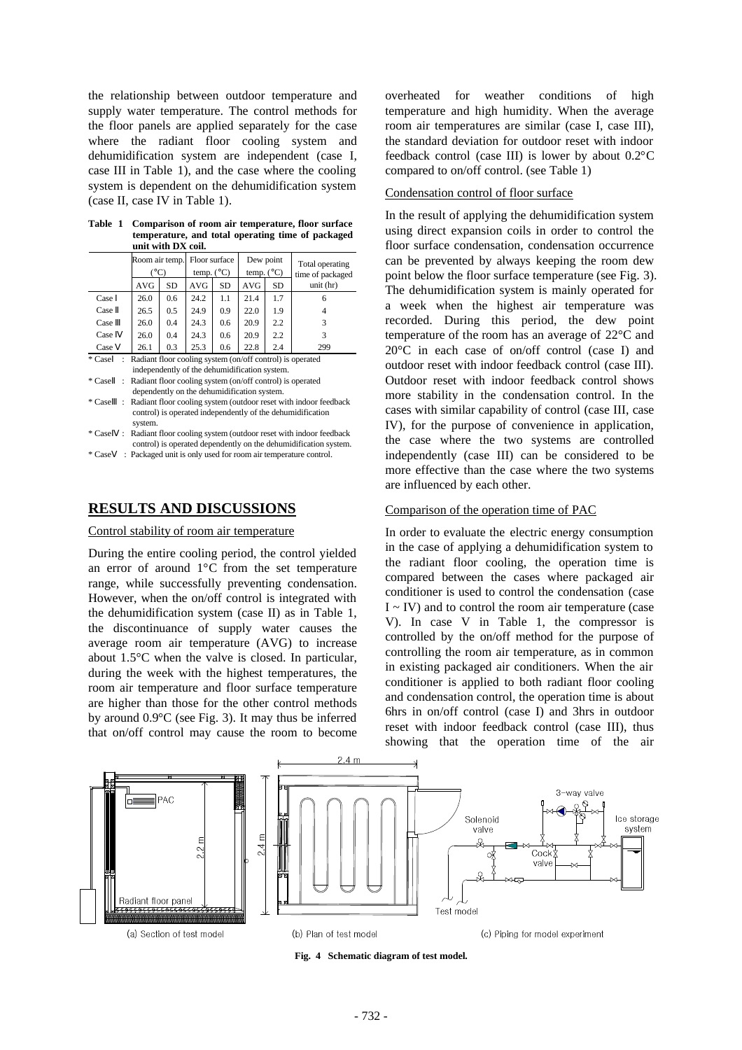the relationship between outdoor temperature and supply water temperature. The control methods for the floor panels are applied separately for the case where the radiant floor cooling system and dehumidification system are independent (case I, case III in Table 1), and the case where the cooling system is dependent on the dehumidification system (case II, case IV in Table 1).

**Table 1 Comparison of room air temperature, floor surface temperature, and total operating time of packaged unit with DX coil.**

| | Room air temp. (°C) | | Floor surface temp. (°C) | | Dew point temp. (°C) | | Total operating time of packaged unit (hr) |
|---|---|---|---|---|---|---|---|
| | AVG | SD | AVG | SD | AVG | SD | |
| Case Ⅰ | 26.0 | 0.6 | 24.2 | 1.1 | 21.4 | 1.7 | 6 |
| Case Ⅱ | 26.5 | 0.5 | 24.9 | 0.9 | 22.0 | 1.9 | 4 |
| Case Ⅲ | 26.0 | 0.4 | 24.3 | 0.6 | 20.9 | 2.2 | 3 |
| Case Ⅳ | 26.0 | 0.4 | 24.3 | 0.6 | 20.9 | 2.2 | 3 |
| Case Ⅴ | 26.1 | 0.3 | 25.3 | 0.6 | 22.8 | 2.4 | 299 |

\* CaseⅠ : Radiant floor cooling system (on/off control) is operated independently of the dehumidification system.
\* CaseⅡ : Radiant floor cooling system (on/off control) is operated dependently on the dehumidification system.
\* CaseⅢ : Radiant floor cooling system (outdoor reset with indoor feedback control) is operated independently of the dehumidification system.
\* CaseⅣ : Radiant floor cooling system (outdoor reset with indoor feedback control) is operated dependently on the dehumidification system.
\* CaseⅤ : Packaged unit is only used for room air temperature control.

## RESULTS AND DISCUSSIONS

### Control stability of room air temperature

During the entire cooling period, the control yielded an error of around 1°C from the set temperature range, while successfully preventing condensation. However, when the on/off control is integrated with the dehumidification system (case II) as in Table 1, the discontinuance of supply water causes the average room air temperature (AVG) to increase about 1.5°C when the valve is closed. In particular, during the week with the highest temperatures, the room air temperature and floor surface temperature are higher than those for the other control methods by around 0.9°C (see Fig. 3). It may thus be inferred that on/off control may cause the room to become overheated for weather conditions of high temperature and high humidity. When the average room air temperatures are similar (case I, case III), the standard deviation for outdoor reset with indoor feedback control (case III) is lower by about 0.2°C compared to on/off control. (see Table 1)

### Condensation control of floor surface

In the result of applying the dehumidification system using direct expansion coils in order to control the floor surface condensation, condensation occurrence can be prevented by always keeping the room dew point below the floor surface temperature (see Fig. 3). The dehumidification system is mainly operated for a week when the highest air temperature was recorded. During this period, the dew point temperature of the room has an average of 22°C and 20°C in each case of on/off control (case I) and outdoor reset with indoor feedback control (case III). Outdoor reset with indoor feedback control shows more stability in the condensation control. In the cases with similar capability of control (case III, case IV), for the purpose of convenience in application, the case where the two systems are controlled independently (case III) can be considered to be more effective than the case where the two systems are influenced by each other.

### Comparison of the operation time of PAC

In order to evaluate the electric energy consumption in the case of applying a dehumidification system to the radiant floor cooling, the operation time is compared between the cases where packaged air conditioner is used to control the condensation (case I ~ IV) and to control the room air temperature (case V). In case V in Table 1, the compressor is controlled by the on/off method for the purpose of controlling the room air temperature, as in common in existing packaged air conditioners. When the air conditioner is applied to both radiant floor cooling and condensation control, the operation time is about 6hrs in on/off control (case I) and 3hrs in outdoor reset with indoor feedback control (case III), thus showing that the operation time of the air

(a) Section of test model (b) Plan of test model (c) Piping for model experiment

**Fig. 4 Schematic diagram of test model.**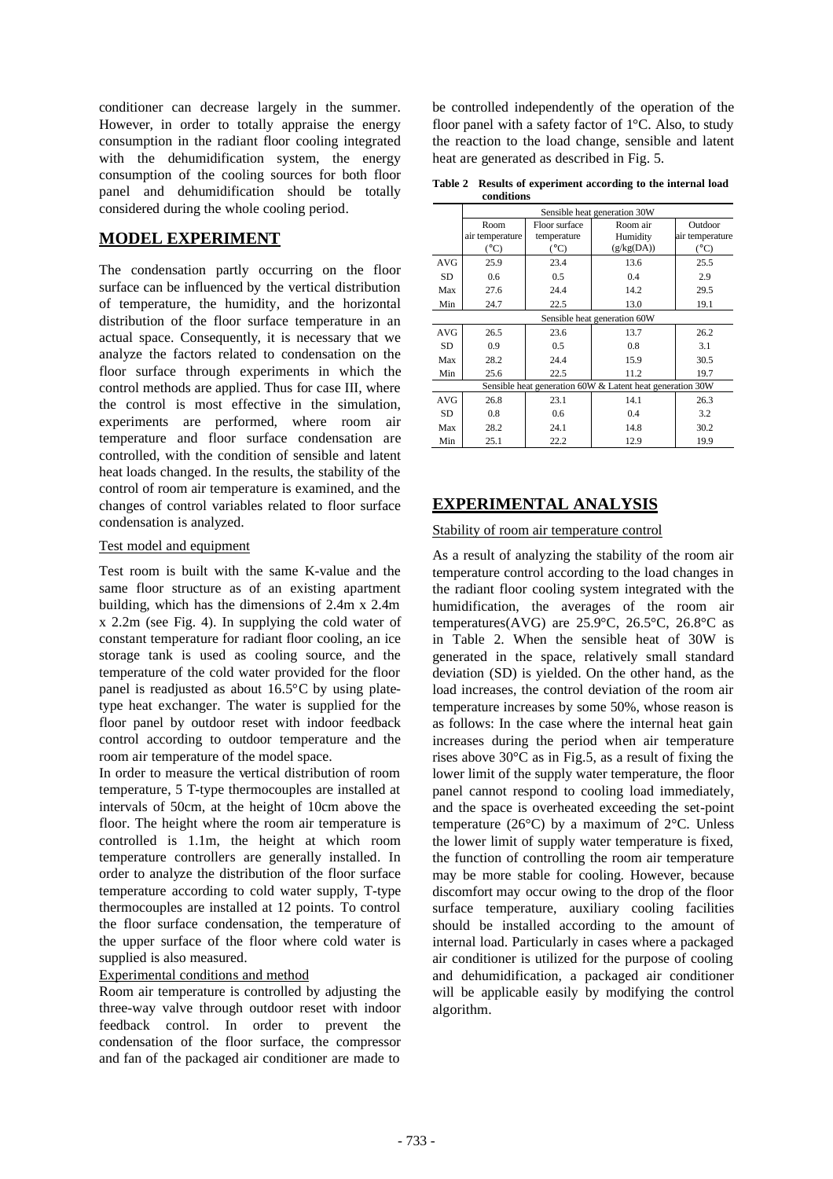conditioner can decrease largely in the summer. However, in order to totally appraise the energy consumption in the radiant floor cooling integrated with the dehumidification system, the energy consumption of the cooling sources for both floor panel and dehumidification should be totally considered during the whole cooling period.

## MODEL EXPERIMENT

The condensation partly occurring on the floor surface can be influenced by the vertical distribution of temperature, the humidity, and the horizontal distribution of the floor surface temperature in an actual space. Consequently, it is necessary that we analyze the factors related to condensation on the floor surface through experiments in which the control methods are applied. Thus for case III, where the control is most effective in the simulation, experiments are performed, where room air temperature and floor surface condensation are controlled, with the condition of sensible and latent heat loads changed. In the results, the stability of the control of room air temperature is examined, and the changes of control variables related to floor surface condensation is analyzed.

### Test model and equipment

Test room is built with the same K-value and the same floor structure as of an existing apartment building, which has the dimensions of 2.4m x 2.4m x 2.2m (see Fig. 4). In supplying the cold water of constant temperature for radiant floor cooling, an ice storage tank is used as cooling source, and the temperature of the cold water provided for the floor panel is readjusted as about 16.5°C by using plate-type heat exchanger. The water is supplied for the floor panel by outdoor reset with indoor feedback control according to outdoor temperature and the room air temperature of the model space.

In order to measure the vertical distribution of room temperature, 5 T-type thermocouples are installed at intervals of 50cm, at the height of 10cm above the floor. The height where the room air temperature is controlled is 1.1m, the height at which room temperature controllers are generally installed. In order to analyze the distribution of the floor surface temperature according to cold water supply, T-type thermocouples are installed at 12 points. To control the floor surface condensation, the temperature of the upper surface of the floor where cold water is supplied is also measured.

### Experimental conditions and method

Room air temperature is controlled by adjusting the three-way valve through outdoor reset with indoor feedback control. In order to prevent the condensation of the floor surface, the compressor and fan of the packaged air conditioner are made to be controlled independently of the operation of the floor panel with a safety factor of 1°C. Also, to study the reaction to the load change, sensible and latent heat are generated as described in Fig. 5.

**Table 2 Results of experiment according to the internal load conditions**

| | Room air temperature (°C) | Floor surface temperature (°C) | Room air Humidity (g/kg(DA)) | Outdoor air temperature (°C) |
|---|---|---|---|---|
| | Sensible heat generation 30W | | | |
| AVG | 25.9 | 23.4 | 13.6 | 25.5 |
| SD | 0.6 | 0.5 | 0.4 | 2.9 |
| Max | 27.6 | 24.4 | 14.2 | 29.5 |
| Min | 24.7 | 22.5 | 13.0 | 19.1 |
| | Sensible heat generation 60W | | | |
| AVG | 26.5 | 23.6 | 13.7 | 26.2 |
| SD | 0.9 | 0.5 | 0.8 | 3.1 |
| Max | 28.2 | 24.4 | 15.9 | 30.5 |
| Min | 25.6 | 22.5 | 11.2 | 19.7 |
| | Sensible heat generation 60W & Latent heat generation 30W | | | |
| AVG | 26.8 | 23.1 | 14.1 | 26.3 |
| SD | 0.8 | 0.6 | 0.4 | 3.2 |
| Max | 28.2 | 24.1 | 14.8 | 30.2 |
| Min | 25.1 | 22.2 | 12.9 | 19.9 |

## EXPERIMENTAL ANALYSIS

### Stability of room air temperature control

As a result of analyzing the stability of the room air temperature control according to the load changes in the radiant floor cooling system integrated with the humidification, the averages of the room air temperatures(AVG) are 25.9°C, 26.5°C, 26.8°C as in Table 2. When the sensible heat of 30W is generated in the space, relatively small standard deviation (SD) is yielded. On the other hand, as the load increases, the control deviation of the room air temperature increases by some 50%, whose reason is as follows: In the case where the internal heat gain increases during the period when air temperature rises above 30°C as in Fig.5, as a result of fixing the lower limit of the supply water temperature, the floor panel cannot respond to cooling load immediately, and the space is overheated exceeding the set-point temperature (26°C) by a maximum of 2°C. Unless the lower limit of supply water temperature is fixed, the function of controlling the room air temperature may be more stable for cooling. However, because discomfort may occur owing to the drop of the floor surface temperature, auxiliary cooling facilities should be installed according to the amount of internal load. Particularly in cases where a packaged air conditioner is utilized for the purpose of cooling and dehumidification, a packaged air conditioner will be applicable easily by modifying the control algorithm.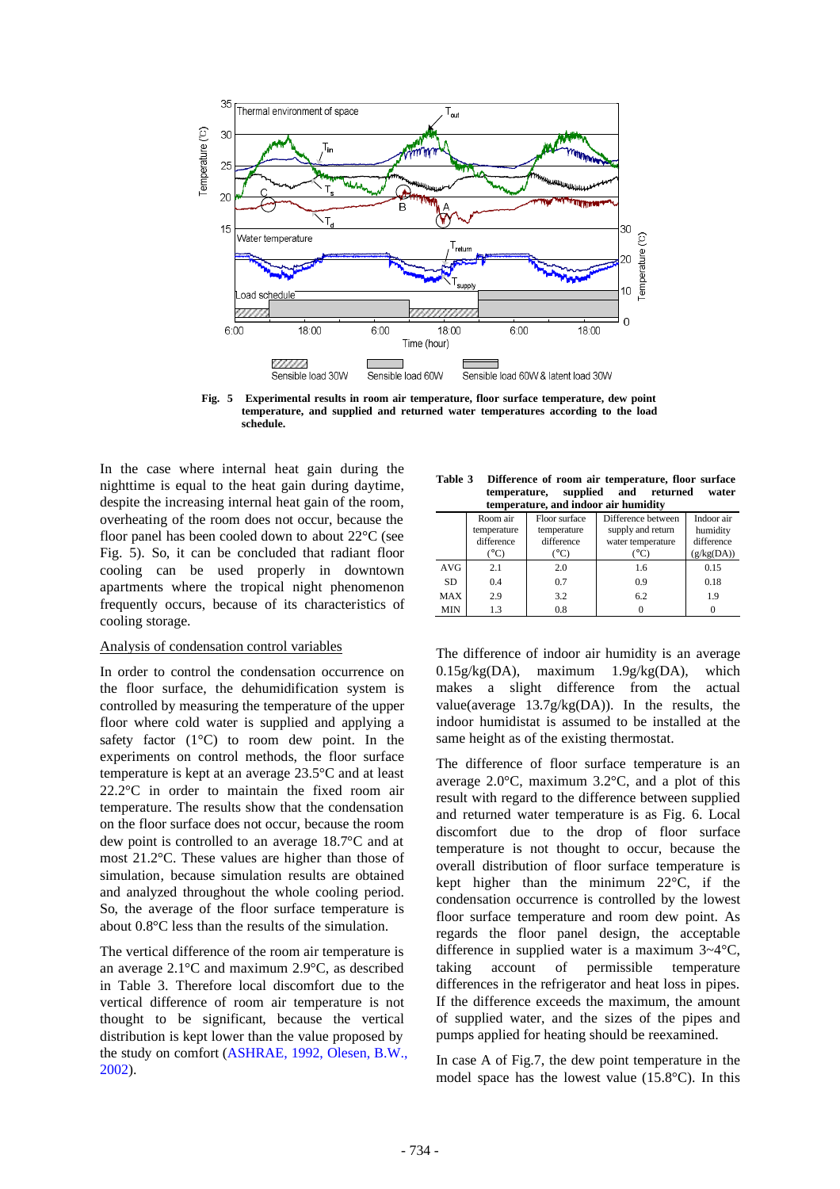**Fig. 5 Experimental results in room air temperature, floor surface temperature, dew point temperature, and supplied and returned water temperatures according to the load schedule.**

In the case where internal heat gain during the nighttime is equal to the heat gain during daytime, despite the increasing internal heat gain of the room, overheating of the room does not occur, because the floor panel has been cooled down to about 22°C (see Fig. 5). So, it can be concluded that radiant floor cooling can be used properly in downtown apartments where the tropical night phenomenon frequently occurs, because of its characteristics of cooling storage.

Analysis of condensation control variables

In order to control the condensation occurrence on the floor surface, the dehumidification system is controlled by measuring the temperature of the upper floor where cold water is supplied and applying a safety factor (1°C) to room dew point. In the experiments on control methods, the floor surface temperature is kept at an average 23.5°C and at least 22.2°C in order to maintain the fixed room air temperature. The results show that the condensation on the floor surface does not occur, because the room dew point is controlled to an average 18.7°C and at most 21.2°C. These values are higher than those of simulation, because simulation results are obtained and analyzed throughout the whole cooling period. So, the average of the floor surface temperature is about 0.8°C less than the results of the simulation.

The vertical difference of the room air temperature is an average 2.1°C and maximum 2.9°C, as described in Table 3. Therefore local discomfort due to the vertical difference of room air temperature is not thought to be significant, because the vertical distribution is kept lower than the value proposed by the study on comfort (ASHRAE, 1992, Olesen, B.W., 2002).

**Table 3 Difference of room air temperature, floor surface temperature, supplied and returned water temperature, and indoor air humidity**

| | Room air temperature difference (°C) | Floor surface temperature difference (°C) | Difference between supply and return water temperature (°C) | Indoor air humidity difference (g/kg(DA)) |
|---|---|---|---|---|
| AVG | 2.1 | 2.0 | 1.6 | 0.15 |
| SD | 0.4 | 0.7 | 0.9 | 0.18 |
| MAX | 2.9 | 3.2 | 6.2 | 1.9 |
| MIN | 1.3 | 0.8 | 0 | 0 |

The difference of indoor air humidity is an average 0.15g/kg(DA), maximum 1.9g/kg(DA), which makes a slight difference from the actual value(average 13.7g/kg(DA)). In the results, the indoor humidistat is assumed to be installed at the same height as of the existing thermostat.

The difference of floor surface temperature is an average 2.0°C, maximum 3.2°C, and a plot of this result with regard to the difference between supplied and returned water temperature is as Fig. 6. Local discomfort due to the drop of floor surface temperature is not thought to occur, because the overall distribution of floor surface temperature is kept higher than the minimum 22°C, if the condensation occurrence is controlled by the lowest floor surface temperature and room dew point. As regards the floor panel design, the acceptable difference in supplied water is a maximum 3~4°C, taking account of permissible temperature differences in the refrigerator and heat loss in pipes. If the difference exceeds the maximum, the amount of supplied water, and the sizes of the pipes and pumps applied for heating should be reexamined.

In case A of Fig.7, the dew point temperature in the model space has the lowest value (15.8°C). In this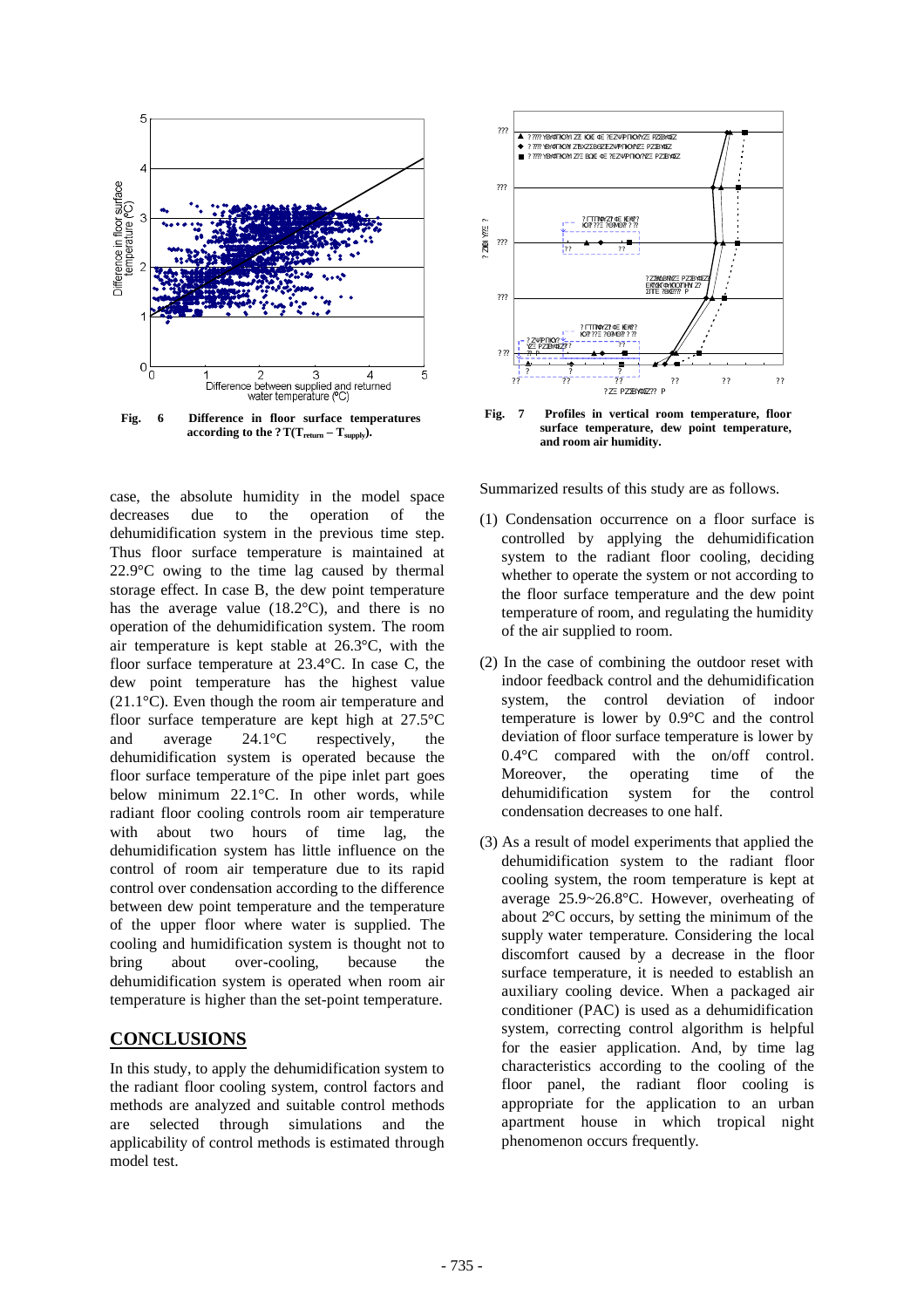Fig. 6 Difference in floor surface temperatures according to the ?T($T_{return} - T_{supply}$).

Fig. 7 Profiles in vertical room temperature, floor surface temperature, dew point temperature, and room air humidity.

case, the absolute humidity in the model space decreases due to the operation of the dehumidification system in the previous time step. Thus floor surface temperature is maintained at 22.9°C owing to the time lag caused by thermal storage effect. In case B, the dew point temperature has the average value (18.2°C), and there is no operation of the dehumidification system. The room air temperature is kept stable at 26.3°C, with the floor surface temperature at 23.4°C. In case C, the dew point temperature has the highest value (21.1°C). Even though the room air temperature and floor surface temperature are kept high at 27.5°C and average 24.1°C respectively, the dehumidification system is operated because the floor surface temperature of the pipe inlet part goes below minimum 22.1°C. In other words, while radiant floor cooling controls room air temperature with about two hours of time lag, the dehumidification system has little influence on the control of room air temperature due to its rapid control over condensation according to the difference between dew point temperature and the temperature of the upper floor where water is supplied. The cooling and humidification system is thought not to bring about over-cooling, because the dehumidification system is operated when room air temperature is higher than the set-point temperature.

## CONCLUSIONS

In this study, to apply the dehumidification system to the radiant floor cooling system, control factors and methods are analyzed and suitable control methods are selected through simulations and the applicability of control methods is estimated through model test.

Summarized results of this study are as follows.

(1) Condensation occurrence on a floor surface is controlled by applying the dehumidification system to the radiant floor cooling, deciding whether to operate the system or not according to the floor surface temperature and the dew point temperature of room, and regulating the humidity of the air supplied to room.

(2) In the case of combining the outdoor reset with indoor feedback control and the dehumidification system, the control deviation of indoor temperature is lower by 0.9°C and the control deviation of floor surface temperature is lower by 0.4°C compared with the on/off control. Moreover, the operating time of the dehumidification system for the control condensation decreases to one half.

(3) As a result of model experiments that applied the dehumidification system to the radiant floor cooling system, the room temperature is kept at average 25.9~26.8°C. However, overheating of about 2°C occurs, by setting the minimum of the supply water temperature. Considering the local discomfort caused by a decrease in the floor surface temperature, it is needed to establish an auxiliary cooling device. When a packaged air conditioner (PAC) is used as a dehumidification system, correcting control algorithm is helpful for the easier application. And, by time lag characteristics according to the cooling of the floor panel, the radiant floor cooling is appropriate for the application to an urban apartment house in which tropical night phenomenon occurs frequently.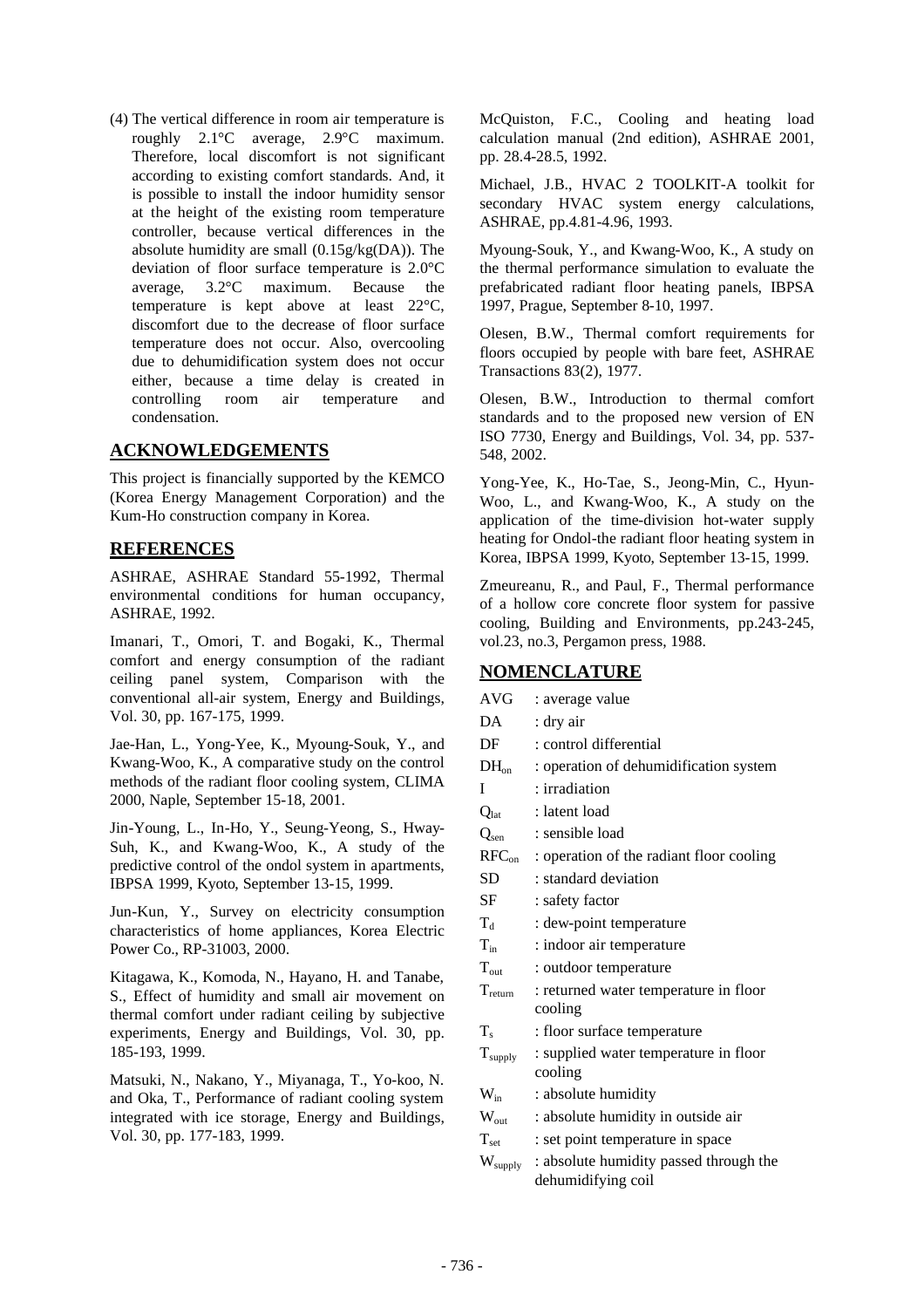(4) The vertical difference in room air temperature is roughly 2.1°C average, 2.9°C maximum. Therefore, local discomfort is not significant according to existing comfort standards. And, it is possible to install the indoor humidity sensor at the height of the existing room temperature controller, because vertical differences in the absolute humidity are small (0.15g/kg(DA)). The deviation of floor surface temperature is 2.0°C average, 3.2°C maximum. Because the temperature is kept above at least 22°C, discomfort due to the decrease of floor surface temperature does not occur. Also, overcooling due to dehumidification system does not occur either, because a time delay is created in controlling room air temperature and condensation.

## ACKNOWLEDGEMENTS

This project is financially supported by the KEMCO (Korea Energy Management Corporation) and the Kum-Ho construction company in Korea.

## REFERENCES

ASHRAE, ASHRAE Standard 55-1992, Thermal environmental conditions for human occupancy, ASHRAE, 1992.

Imanari, T., Omori, T. and Bogaki, K., Thermal comfort and energy consumption of the radiant ceiling panel system, Comparison with the conventional all-air system, Energy and Buildings, Vol. 30, pp. 167-175, 1999.

Jae-Han, L., Yong-Yee, K., Myoung-Souk, Y., and Kwang-Woo, K., A comparative study on the control methods of the radiant floor cooling system, CLIMA 2000, Naple, September 15-18, 2001.

Jin-Young, L., In-Ho, Y., Seung-Yeong, S., Hway-Suh, K., and Kwang-Woo, K., A study of the predictive control of the ondol system in apartments, IBPSA 1999, Kyoto, September 13-15, 1999.

Jun-Kun, Y., Survey on electricity consumption characteristics of home appliances, Korea Electric Power Co., RP-31003, 2000.

Kitagawa, K., Komoda, N., Hayano, H. and Tanabe, S., Effect of humidity and small air movement on thermal comfort under radiant ceiling by subjective experiments, Energy and Buildings, Vol. 30, pp. 185-193, 1999.

Matsuki, N., Nakano, Y., Miyanaga, T., Yo-koo, N. and Oka, T., Performance of radiant cooling system integrated with ice storage, Energy and Buildings, Vol. 30, pp. 177-183, 1999.

McQuiston, F.C., Cooling and heating load calculation manual (2nd edition), ASHRAE 2001, pp. 28.4-28.5, 1992.

Michael, J.B., HVAC 2 TOOLKIT-A toolkit for secondary HVAC system energy calculations, ASHRAE, pp.4.81-4.96, 1993.

Myoung-Souk, Y., and Kwang-Woo, K., A study on the thermal performance simulation to evaluate the prefabricated radiant floor heating panels, IBPSA 1997, Prague, September 8-10, 1997.

Olesen, B.W., Thermal comfort requirements for floors occupied by people with bare feet, ASHRAE Transactions 83(2), 1977.

Olesen, B.W., Introduction to thermal comfort standards and to the proposed new version of EN ISO 7730, Energy and Buildings, Vol. 34, pp. 537-548, 2002.

Yong-Yee, K., Ho-Tae, S., Jeong-Min, C., Hyun-Woo, L., and Kwang-Woo, K., A study on the application of the time-division hot-water supply heating for Ondol-the radiant floor heating system in Korea, IBPSA 1999, Kyoto, September 13-15, 1999.

Zmeureanu, R., and Paul, F., Thermal performance of a hollow core concrete floor system for passive cooling, Building and Environments, pp.243-245, vol.23, no.3, Pergamon press, 1988.

## NOMENCLATURE

| | |
|---|---|
| AVG | : average value |
| DA | : dry air |
| DF | : control differential |
| $DH_{on}$ | : operation of dehumidification system |
| I | : irradiation |
| $Q_{lat}$ | : latent load |
| $Q_{sen}$ | : sensible load |
| $RFC_{on}$ | : operation of the radiant floor cooling |
| SD | : standard deviation |
| SF | : safety factor |
| $T_d$ | : dew-point temperature |
| $T_{in}$ | : indoor air temperature |
| $T_{out}$ | : outdoor temperature |
| $T_{return}$ | : returned water temperature in floor cooling |
| $T_s$ | : floor surface temperature |
| $T_{supply}$ | : supplied water temperature in floor cooling |
| $W_{in}$ | : absolute humidity |
| $W_{out}$ | : absolute humidity in outside air |
| $T_{set}$ | : set point temperature in space |
| $W_{supply}$ | : absolute humidity passed through the dehumidifying coil |